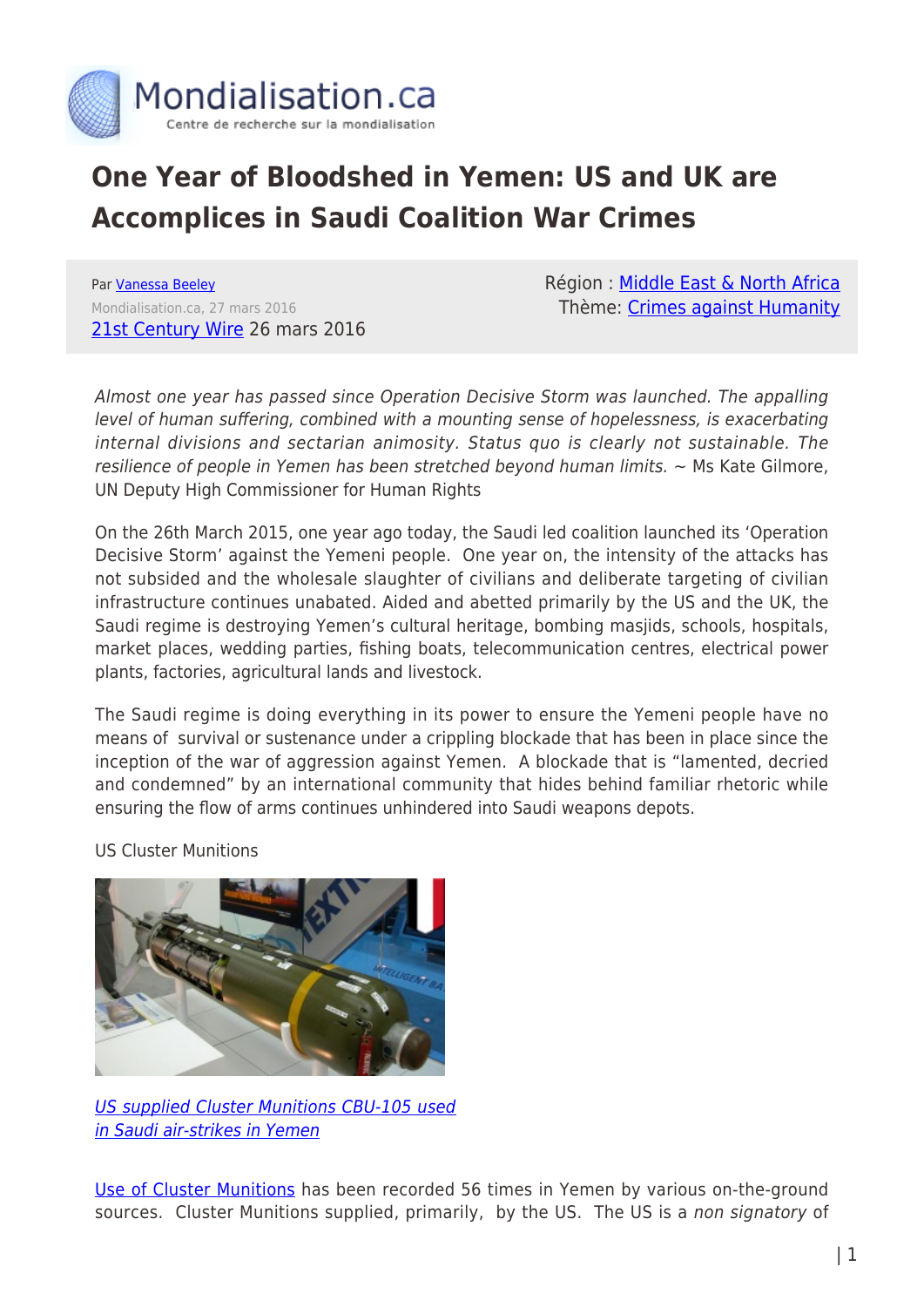# One Year of Bloodshed in Yemen: US and UK are Accomplices in Saudi Coalition War Crimes

Par Vanessa Beeley
Mondialisation.ca, 27 mars 2016
21st Century Wire 26 mars 2016

Région : Middle East & North Africa
Thème: Crimes against Humanity

*Almost one year has passed since Operation Decisive Storm was launched. The appalling level of human suffering, combined with a mounting sense of hopelessness, is exacerbating internal divisions and sectarian animosity. Status quo is clearly not sustainable. The resilience of people in Yemen has been stretched beyond human limits.* ~ Ms Kate Gilmore, UN Deputy High Commissioner for Human Rights

On the 26th March 2015, one year ago today, the Saudi led coalition launched its 'Operation Decisive Storm' against the Yemeni people. One year on, the intensity of the attacks has not subsided and the wholesale slaughter of civilians and deliberate targeting of civilian infrastructure continues unabated. Aided and abetted primarily by the US and the UK, the Saudi regime is destroying Yemen's cultural heritage, bombing masjids, schools, hospitals, market places, wedding parties, fishing boats, telecommunication centres, electrical power plants, factories, agricultural lands and livestock.

The Saudi regime is doing everything in its power to ensure the Yemeni people have no means of survival or sustenance under a crippling blockade that has been in place since the inception of the war of aggression against Yemen. A blockade that is "lamented, decried and condemned" by an international community that hides behind familiar rhetoric while ensuring the flow of arms continues unhindered into Saudi weapons depots.

US Cluster Munitions

*US supplied Cluster Munitions CBU-105 used in Saudi air-strikes in Yemen*

Use of Cluster Munitions has been recorded 56 times in Yemen by various on-the-ground sources. Cluster Munitions supplied, primarily, by the US. The US is a *non signatory* of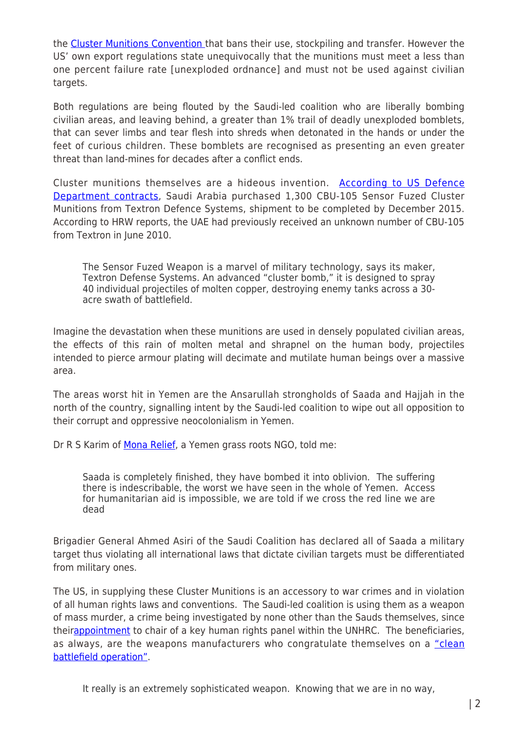the Cluster Munitions Convention that bans their use, stockpiling and transfer. However the US' own export regulations state unequivocally that the munitions must meet a less than one percent failure rate [unexploded ordnance] and must not be used against civilian targets.

Both regulations are being flouted by the Saudi-led coalition who are liberally bombing civilian areas, and leaving behind, a greater than 1% trail of deadly unexploded bomblets, that can sever limbs and tear flesh into shreds when detonated in the hands or under the feet of curious children. These bomblets are recognised as presenting an even greater threat than land-mines for decades after a conflict ends.

Cluster munitions themselves are a hideous invention. According to US Defence Department contracts, Saudi Arabia purchased 1,300 CBU-105 Sensor Fuzed Cluster Munitions from Textron Defence Systems, shipment to be completed by December 2015. According to HRW reports, the UAE had previously received an unknown number of CBU-105 from Textron in June 2010.

> The Sensor Fuzed Weapon is a marvel of military technology, says its maker, Textron Defense Systems. An advanced "cluster bomb," it is designed to spray 40 individual projectiles of molten copper, destroying enemy tanks across a 30-acre swath of battlefield.

Imagine the devastation when these munitions are used in densely populated civilian areas, the effects of this rain of molten metal and shrapnel on the human body, projectiles intended to pierce armour plating will decimate and mutilate human beings over a massive area.

The areas worst hit in Yemen are the Ansarullah strongholds of Saada and Hajjah in the north of the country, signalling intent by the Saudi-led coalition to wipe out all opposition to their corrupt and oppressive neocolonialism in Yemen.

Dr R S Karim of Mona Relief, a Yemen grass roots NGO, told me:

> Saada is completely finished, they have bombed it into oblivion. The suffering there is indescribable, the worst we have seen in the whole of Yemen. Access for humanitarian aid is impossible, we are told if we cross the red line we are dead

Brigadier General Ahmed Asiri of the Saudi Coalition has declared all of Saada a military target thus violating all international laws that dictate civilian targets must be differentiated from military ones.

The US, in supplying these Cluster Munitions is an accessory to war crimes and in violation of all human rights laws and conventions. The Saudi-led coalition is using them as a weapon of mass murder, a crime being investigated by none other than the Sauds themselves, since theirappointment to chair of a key human rights panel within the UNHRC. The beneficiaries, as always, are the weapons manufacturers who congratulate themselves on a "clean battlefield operation".

> It really is an extremely sophisticated weapon. Knowing that we are in no way,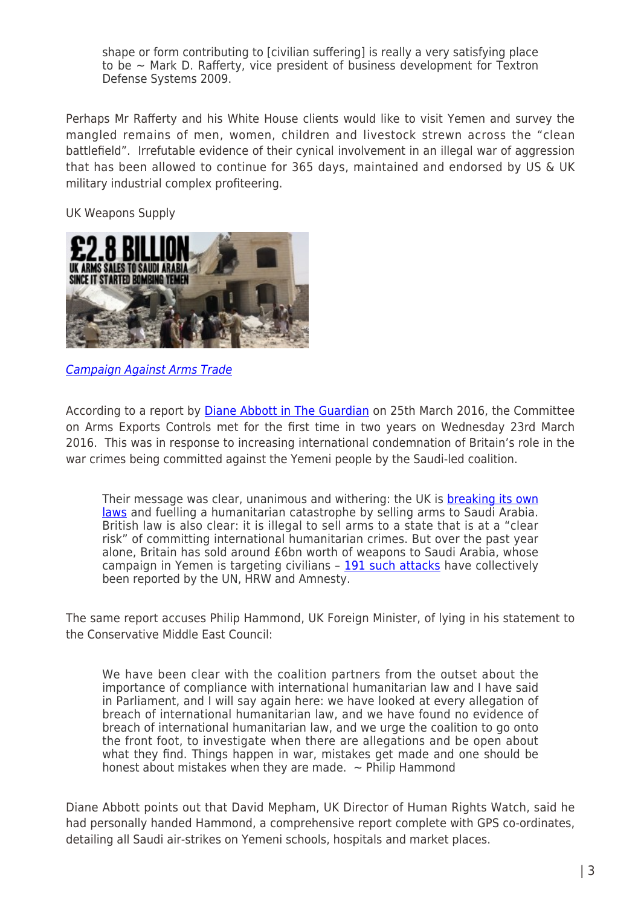> shape or form contributing to [civilian suffering] is really a very satisfying place to be ~ Mark D. Rafferty, vice president of business development for Textron Defense Systems 2009.

Perhaps Mr Rafferty and his White House clients would like to visit Yemen and survey the mangled remains of men, women, children and livestock strewn across the "clean battlefield". Irrefutable evidence of their cynical involvement in an illegal war of aggression that has been allowed to continue for 365 days, maintained and endorsed by US & UK military industrial complex profiteering.

UK Weapons Supply

*Campaign Against Arms Trade*

According to a report by Diane Abbott in The Guardian on 25th March 2016, the Committee on Arms Exports Controls met for the first time in two years on Wednesday 23rd March 2016. This was in response to increasing international condemnation of Britain's role in the war crimes being committed against the Yemeni people by the Saudi-led coalition.

> Their message was clear, unanimous and withering: the UK is breaking its own laws and fuelling a humanitarian catastrophe by selling arms to Saudi Arabia. British law is also clear: it is illegal to sell arms to a state that is at a "clear risk" of committing international humanitarian crimes. But over the past year alone, Britain has sold around £6bn worth of weapons to Saudi Arabia, whose campaign in Yemen is targeting civilians – 191 such attacks have collectively been reported by the UN, HRW and Amnesty.

The same report accuses Philip Hammond, UK Foreign Minister, of lying in his statement to the Conservative Middle East Council:

> We have been clear with the coalition partners from the outset about the importance of compliance with international humanitarian law and I have said in Parliament, and I will say again here: we have looked at every allegation of breach of international humanitarian law, and we have found no evidence of breach of international humanitarian law, and we urge the coalition to go onto the front foot, to investigate when there are allegations and be open about what they find. Things happen in war, mistakes get made and one should be honest about mistakes when they are made. ~ Philip Hammond

Diane Abbott points out that David Mepham, UK Director of Human Rights Watch, said he had personally handed Hammond, a comprehensive report complete with GPS co-ordinates, detailing all Saudi air-strikes on Yemeni schools, hospitals and market places.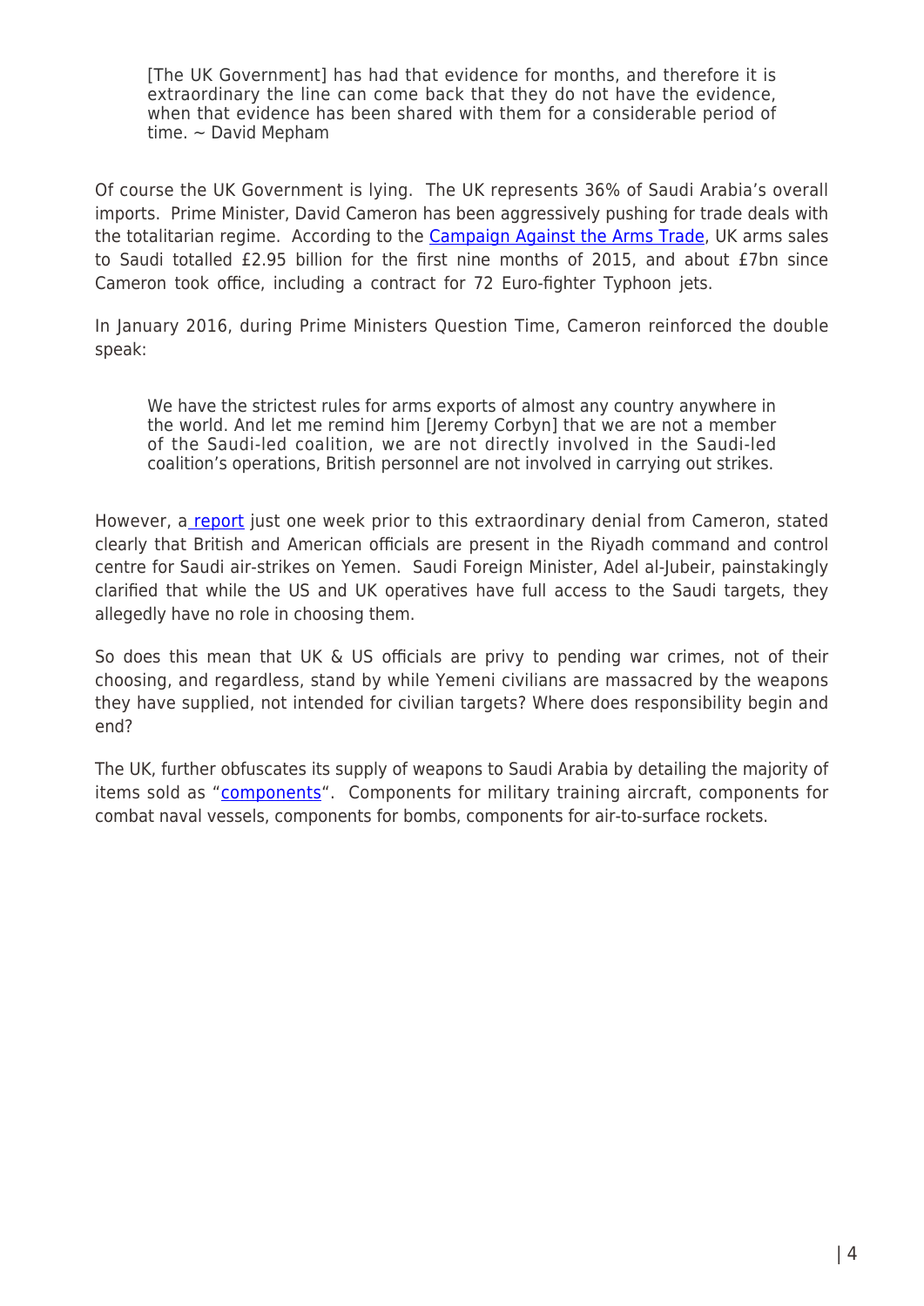> [The UK Government] has had that evidence for months, and therefore it is extraordinary the line can come back that they do not have the evidence, when that evidence has been shared with them for a considerable period of time. ~ David Mepham

Of course the UK Government is lying. The UK represents 36% of Saudi Arabia's overall imports. Prime Minister, David Cameron has been aggressively pushing for trade deals with the totalitarian regime. According to the Campaign Against the Arms Trade, UK arms sales to Saudi totalled £2.95 billion for the first nine months of 2015, and about £7bn since Cameron took office, including a contract for 72 Euro-fighter Typhoon jets.

In January 2016, during Prime Ministers Question Time, Cameron reinforced the double speak:

> We have the strictest rules for arms exports of almost any country anywhere in the world. And let me remind him [Jeremy Corbyn] that we are not a member of the Saudi-led coalition, we are not directly involved in the Saudi-led coalition's operations, British personnel are not involved in carrying out strikes.

However, a report just one week prior to this extraordinary denial from Cameron, stated clearly that British and American officials are present in the Riyadh command and control centre for Saudi air-strikes on Yemen. Saudi Foreign Minister, Adel al-Jubeir, painstakingly clarified that while the US and UK operatives have full access to the Saudi targets, they allegedly have no role in choosing them.

So does this mean that UK & US officials are privy to pending war crimes, not of their choosing, and regardless, stand by while Yemeni civilians are massacred by the weapons they have supplied, not intended for civilian targets? Where does responsibility begin and end?

The UK, further obfuscates its supply of weapons to Saudi Arabia by detailing the majority of items sold as "components". Components for military training aircraft, components for combat naval vessels, components for bombs, components for air-to-surface rockets.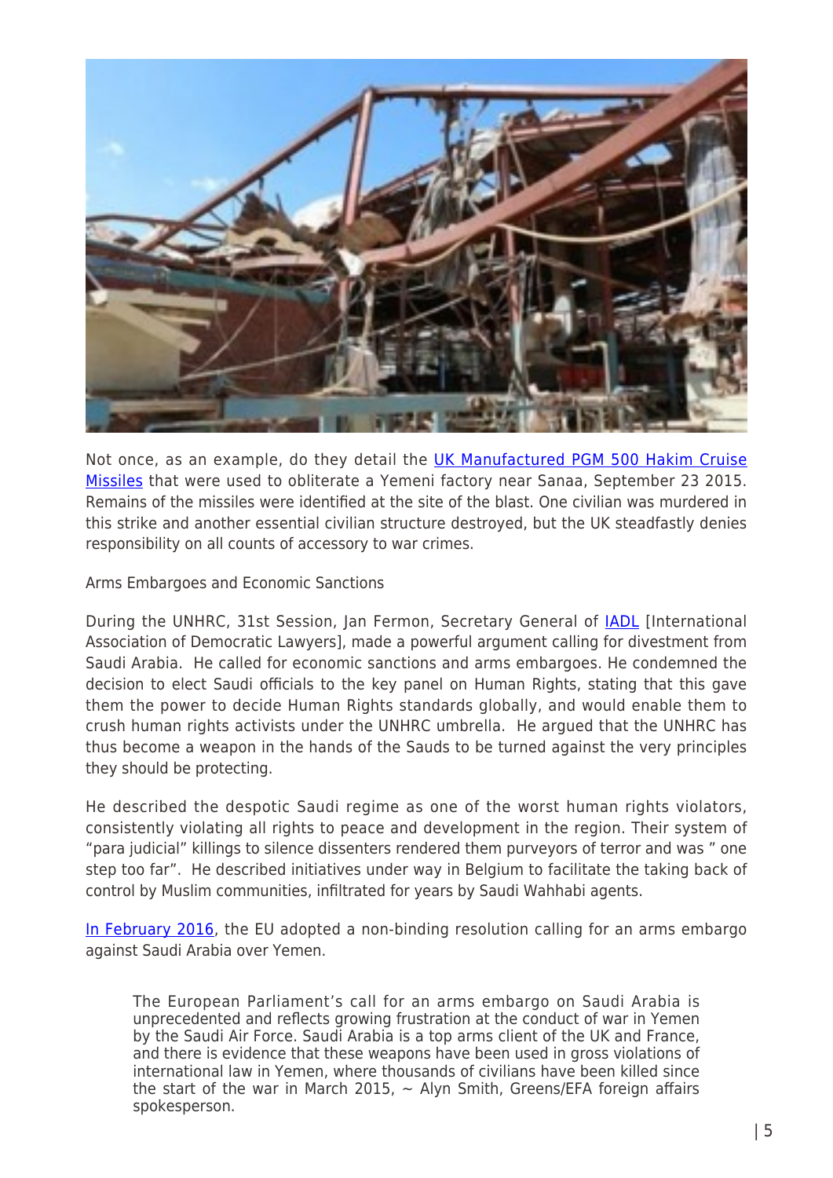Not once, as an example, do they detail the [UK Manufactured PGM 500 Hakim Cruise Missiles]() that were used to obliterate a Yemeni factory near Sanaa, September 23 2015. Remains of the missiles were identified at the site of the blast. One civilian was murdered in this strike and another essential civilian structure destroyed, but the UK steadfastly denies responsibility on all counts of accessory to war crimes.

Arms Embargoes and Economic Sanctions

During the UNHRC, 31st Session, Jan Fermon, Secretary General of [IADL]() [International Association of Democratic Lawyers], made a powerful argument calling for divestment from Saudi Arabia. He called for economic sanctions and arms embargoes. He condemned the decision to elect Saudi officials to the key panel on Human Rights, stating that this gave them the power to decide Human Rights standards globally, and would enable them to crush human rights activists under the UNHRC umbrella. He argued that the UNHRC has thus become a weapon in the hands of the Sauds to be turned against the very principles they should be protecting.

He described the despotic Saudi regime as one of the worst human rights violators, consistently violating all rights to peace and development in the region. Their system of "para judicial" killings to silence dissenters rendered them purveyors of terror and was " one step too far". He described initiatives under way in Belgium to facilitate the taking back of control by Muslim communities, infiltrated for years by Saudi Wahhabi agents.

[In February 2016](), the EU adopted a non-binding resolution calling for an arms embargo against Saudi Arabia over Yemen.

> The European Parliament's call for an arms embargo on Saudi Arabia is unprecedented and reflects growing frustration at the conduct of war in Yemen by the Saudi Air Force. Saudi Arabia is a top arms client of the UK and France, and there is evidence that these weapons have been used in gross violations of international law in Yemen, where thousands of civilians have been killed since the start of the war in March 2015, ~ Alyn Smith, Greens/EFA foreign affairs spokesperson.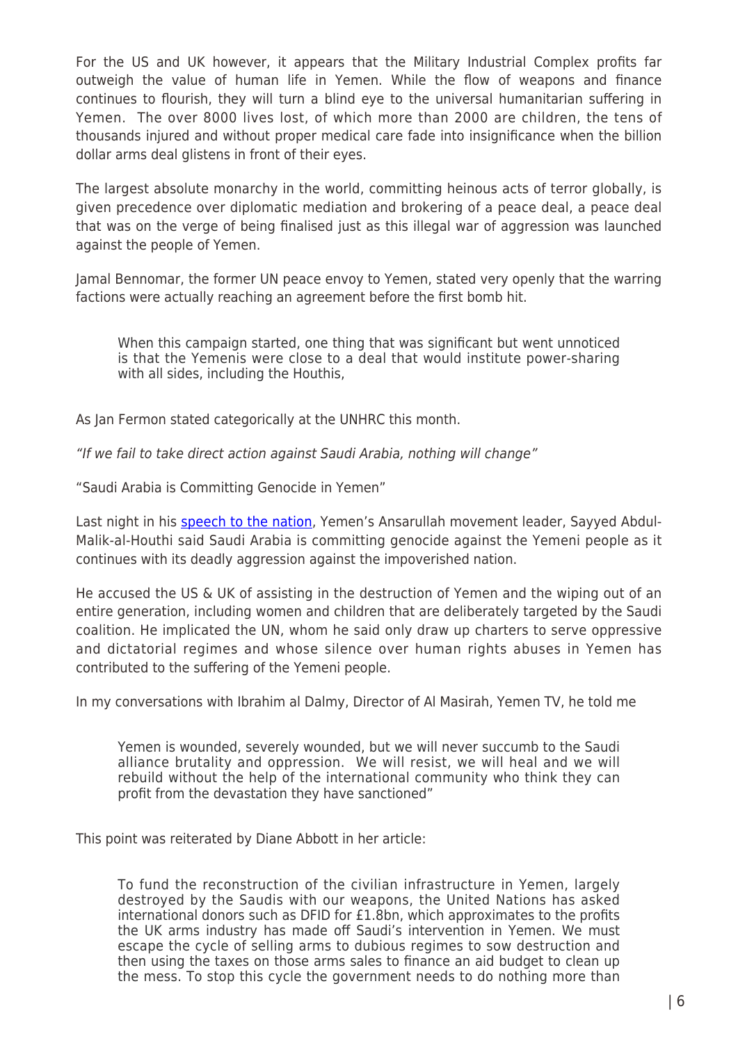For the US and UK however, it appears that the Military Industrial Complex profits far outweigh the value of human life in Yemen. While the flow of weapons and finance continues to flourish, they will turn a blind eye to the universal humanitarian suffering in Yemen.  The over 8000 lives lost, of which more than 2000 are children, the tens of thousands injured and without proper medical care fade into insignificance when the billion dollar arms deal glistens in front of their eyes.

The largest absolute monarchy in the world, committing heinous acts of terror globally, is given precedence over diplomatic mediation and brokering of a peace deal, a peace deal that was on the verge of being finalised just as this illegal war of aggression was launched against the people of Yemen.

Jamal Bennomar, the former UN peace envoy to Yemen, stated very openly that the warring factions were actually reaching an agreement before the first bomb hit.

> When this campaign started, one thing that was significant but went unnoticed is that the Yemenis were close to a deal that would institute power-sharing with all sides, including the Houthis,

As Jan Fermon stated categorically at the UNHRC this month.

*"If we fail to take direct action against Saudi Arabia, nothing will change"*

"Saudi Arabia is Committing Genocide in Yemen"

Last night in his [speech to the nation](), Yemen's Ansarullah movement leader, Sayyed Abdul-Malik-al-Houthi said Saudi Arabia is committing genocide against the Yemeni people as it continues with its deadly aggression against the impoverished nation.

He accused the US & UK of assisting in the destruction of Yemen and the wiping out of an entire generation, including women and children that are deliberately targeted by the Saudi coalition. He implicated the UN, whom he said only draw up charters to serve oppressive and dictatorial regimes and whose silence over human rights abuses in Yemen has contributed to the suffering of the Yemeni people.

In my conversations with Ibrahim al Dalmy, Director of Al Masirah, Yemen TV, he told me

> Yemen is wounded, severely wounded, but we will never succumb to the Saudi alliance brutality and oppression.  We will resist, we will heal and we will rebuild without the help of the international community who think they can profit from the devastation they have sanctioned"

This point was reiterated by Diane Abbott in her article:

> To fund the reconstruction of the civilian infrastructure in Yemen, largely destroyed by the Saudis with our weapons, the United Nations has asked international donors such as DFID for £1.8bn, which approximates to the profits the UK arms industry has made off Saudi's intervention in Yemen. We must escape the cycle of selling arms to dubious regimes to sow destruction and then using the taxes on those arms sales to finance an aid budget to clean up the mess. To stop this cycle the government needs to do nothing more than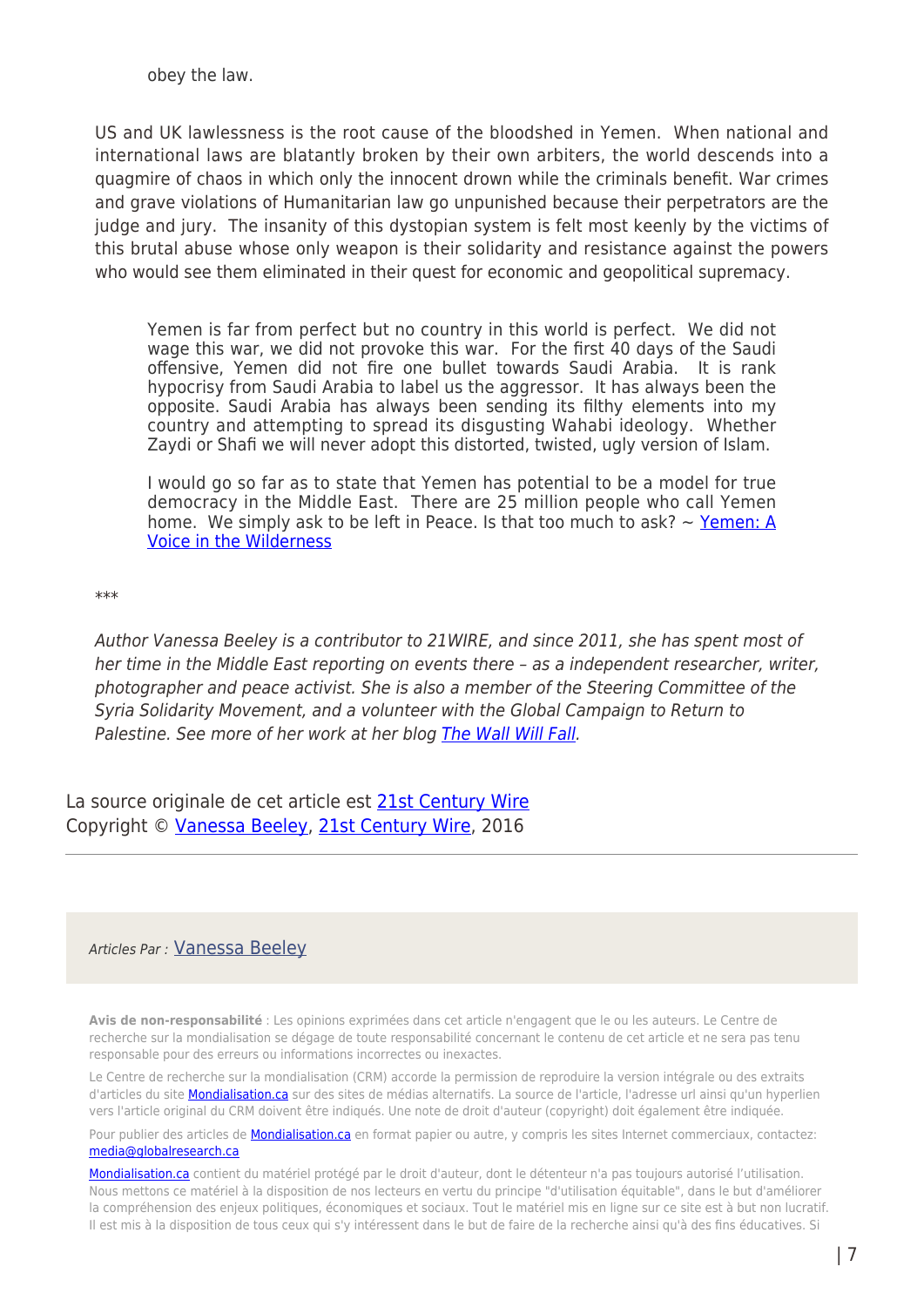obey the law.

US and UK lawlessness is the root cause of the bloodshed in Yemen. When national and international laws are blatantly broken by their own arbiters, the world descends into a quagmire of chaos in which only the innocent drown while the criminals benefit. War crimes and grave violations of Humanitarian law go unpunished because their perpetrators are the judge and jury. The insanity of this dystopian system is felt most keenly by the victims of this brutal abuse whose only weapon is their solidarity and resistance against the powers who would see them eliminated in their quest for economic and geopolitical supremacy.

> Yemen is far from perfect but no country in this world is perfect. We did not wage this war, we did not provoke this war. For the first 40 days of the Saudi offensive, Yemen did not fire one bullet towards Saudi Arabia. It is rank hypocrisy from Saudi Arabia to label us the aggressor. It has always been the opposite. Saudi Arabia has always been sending its filthy elements into my country and attempting to spread its disgusting Wahabi ideology. Whether Zaydi or Shafi we will never adopt this distorted, twisted, ugly version of Islam.
>
> I would go so far as to state that Yemen has potential to be a model for true democracy in the Middle East. There are 25 million people who call Yemen home. We simply ask to be left in Peace. Is that too much to ask? ~ Yemen: A Voice in the Wilderness

***

*Author Vanessa Beeley is a contributor to 21WIRE, and since 2011, she has spent most of her time in the Middle East reporting on events there – as a independent researcher, writer, photographer and peace activist. She is also a member of the Steering Committee of the Syria Solidarity Movement, and a volunteer with the Global Campaign to Return to Palestine. See more of her work at her blog The Wall Will Fall.*

La source originale de cet article est 21st Century Wire
Copyright © Vanessa Beeley, 21st Century Wire, 2016

---

*Articles Par :* Vanessa Beeley

**Avis de non-responsabilité** : Les opinions exprimées dans cet article n'engagent que le ou les auteurs. Le Centre de recherche sur la mondialisation se dégage de toute responsabilité concernant le contenu de cet article et ne sera pas tenu responsable pour des erreurs ou informations incorrectes ou inexactes.

Le Centre de recherche sur la mondialisation (CRM) accorde la permission de reproduire la version intégrale ou des extraits d'articles du site Mondialisation.ca sur des sites de médias alternatifs. La source de l'article, l'adresse url ainsi qu'un hyperlien vers l'article original du CRM doivent être indiqués. Une note de droit d'auteur (copyright) doit également être indiquée.

Pour publier des articles de Mondialisation.ca en format papier ou autre, y compris les sites Internet commerciaux, contactez: media@globalresearch.ca

Mondialisation.ca contient du matériel protégé par le droit d'auteur, dont le détenteur n'a pas toujours autorisé l'utilisation. Nous mettons ce matériel à la disposition de nos lecteurs en vertu du principe "d'utilisation équitable", dans le but d'améliorer la compréhension des enjeux politiques, économiques et sociaux. Tout le matériel mis en ligne sur ce site est à but non lucratif. Il est mis à la disposition de tous ceux qui s'y intéressent dans le but de faire de la recherche ainsi qu'à des fins éducatives. Si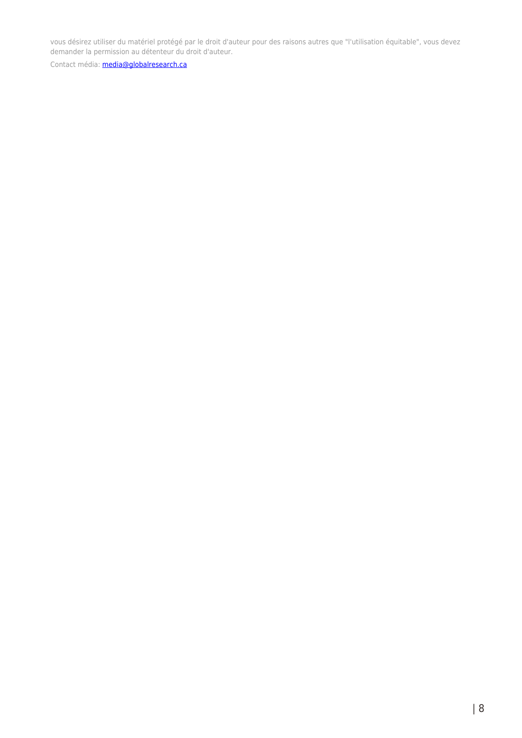vous désirez utiliser du matériel protégé par le droit d'auteur pour des raisons autres que "l'utilisation équitable", vous devez demander la permission au détenteur du droit d'auteur.

Contact média: [media@globalresearch.ca](mailto:media@globalresearch.ca)